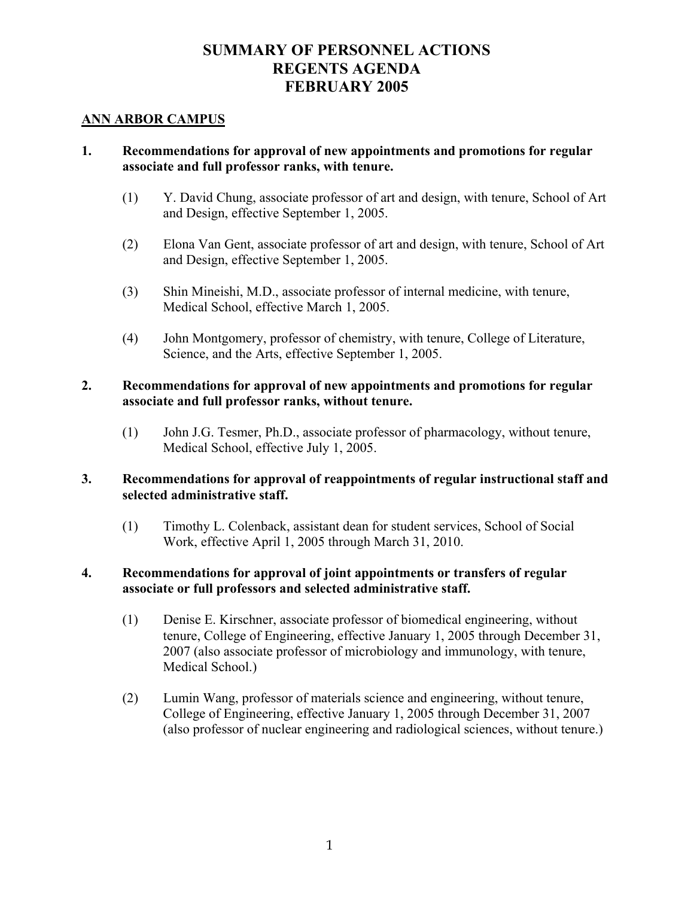# SUMMARY OF PERSONNEL ACTIONS
# REGENTS AGENDA
# FEBRUARY 2005

## ANN ARBOR CAMPUS

**1. Recommendations for approval of new appointments and promotions for regular associate and full professor ranks, with tenure.**

(1) Y. David Chung, associate professor of art and design, with tenure, School of Art and Design, effective September 1, 2005.

(2) Elona Van Gent, associate professor of art and design, with tenure, School of Art and Design, effective September 1, 2005.

(3) Shin Mineishi, M.D., associate professor of internal medicine, with tenure, Medical School, effective March 1, 2005.

(4) John Montgomery, professor of chemistry, with tenure, College of Literature, Science, and the Arts, effective September 1, 2005.

**2. Recommendations for approval of new appointments and promotions for regular associate and full professor ranks, without tenure.**

(1) John J.G. Tesmer, Ph.D., associate professor of pharmacology, without tenure, Medical School, effective July 1, 2005.

**3. Recommendations for approval of reappointments of regular instructional staff and selected administrative staff.**

(1) Timothy L. Colenback, assistant dean for student services, School of Social Work, effective April 1, 2005 through March 31, 2010.

**4. Recommendations for approval of joint appointments or transfers of regular associate or full professors and selected administrative staff.**

(1) Denise E. Kirschner, associate professor of biomedical engineering, without tenure, College of Engineering, effective January 1, 2005 through December 31, 2007 (also associate professor of microbiology and immunology, with tenure, Medical School.)

(2) Lumin Wang, professor of materials science and engineering, without tenure, College of Engineering, effective January 1, 2005 through December 31, 2007 (also professor of nuclear engineering and radiological sciences, without tenure.)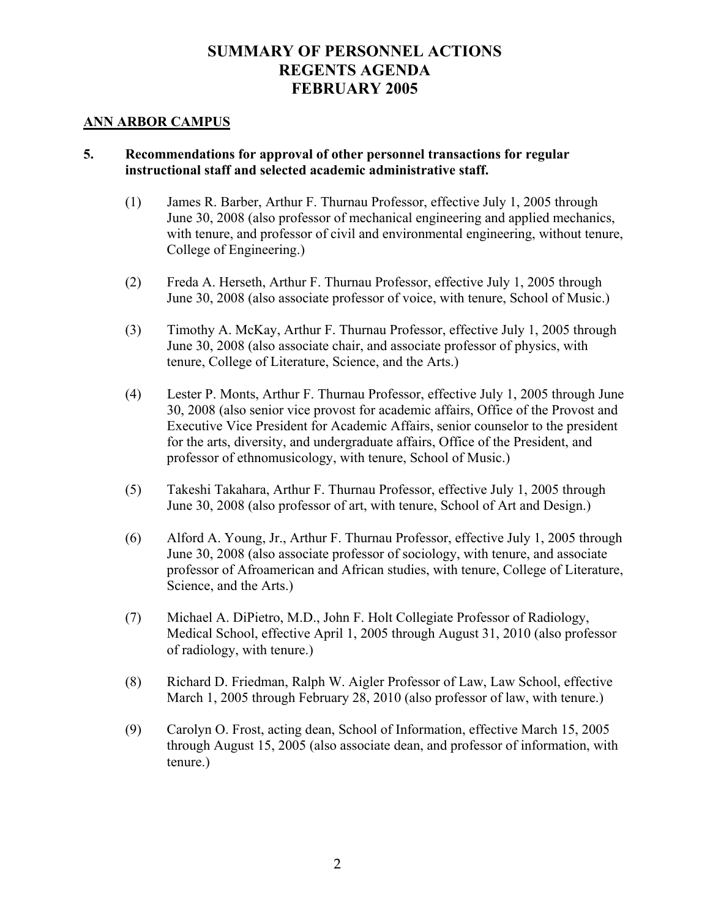# SUMMARY OF PERSONNEL ACTIONS
# REGENTS AGENDA
# FEBRUARY 2005

## ANN ARBOR CAMPUS

**5. Recommendations for approval of other personnel transactions for regular instructional staff and selected academic administrative staff.**

(1) James R. Barber, Arthur F. Thurnau Professor, effective July 1, 2005 through June 30, 2008 (also professor of mechanical engineering and applied mechanics, with tenure, and professor of civil and environmental engineering, without tenure, College of Engineering.)

(2) Freda A. Herseth, Arthur F. Thurnau Professor, effective July 1, 2005 through June 30, 2008 (also associate professor of voice, with tenure, School of Music.)

(3) Timothy A. McKay, Arthur F. Thurnau Professor, effective July 1, 2005 through June 30, 2008 (also associate chair, and associate professor of physics, with tenure, College of Literature, Science, and the Arts.)

(4) Lester P. Monts, Arthur F. Thurnau Professor, effective July 1, 2005 through June 30, 2008 (also senior vice provost for academic affairs, Office of the Provost and Executive Vice President for Academic Affairs, senior counselor to the president for the arts, diversity, and undergraduate affairs, Office of the President, and professor of ethnomusicology, with tenure, School of Music.)

(5) Takeshi Takahara, Arthur F. Thurnau Professor, effective July 1, 2005 through June 30, 2008 (also professor of art, with tenure, School of Art and Design.)

(6) Alford A. Young, Jr., Arthur F. Thurnau Professor, effective July 1, 2005 through June 30, 2008 (also associate professor of sociology, with tenure, and associate professor of Afroamerican and African studies, with tenure, College of Literature, Science, and the Arts.)

(7) Michael A. DiPietro, M.D., John F. Holt Collegiate Professor of Radiology, Medical School, effective April 1, 2005 through August 31, 2010 (also professor of radiology, with tenure.)

(8) Richard D. Friedman, Ralph W. Aigler Professor of Law, Law School, effective March 1, 2005 through February 28, 2010 (also professor of law, with tenure.)

(9) Carolyn O. Frost, acting dean, School of Information, effective March 15, 2005 through August 15, 2005 (also associate dean, and professor of information, with tenure.)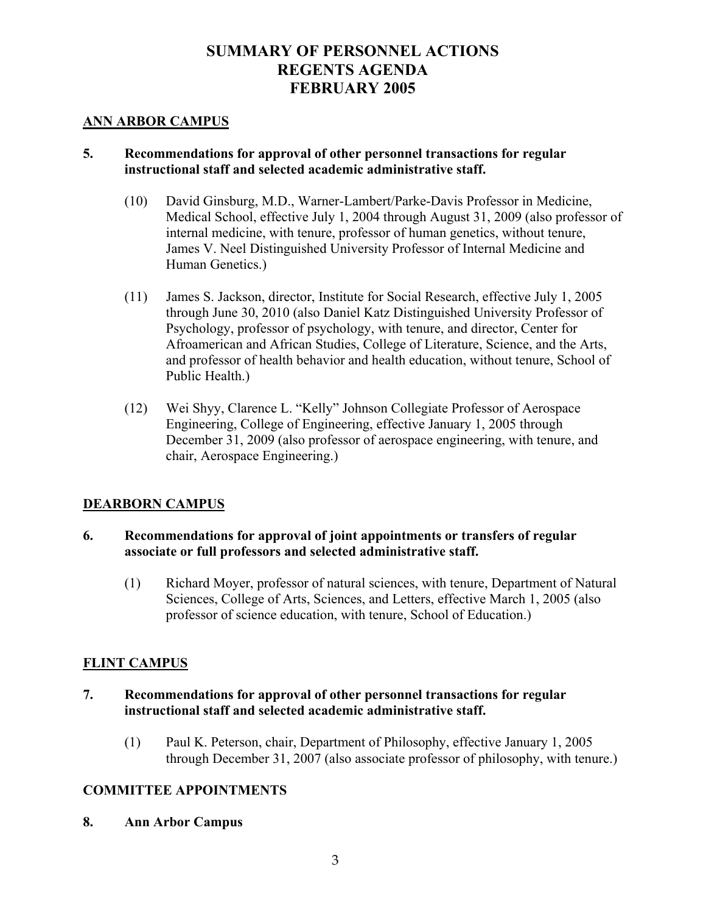# SUMMARY OF PERSONNEL ACTIONS
# REGENTS AGENDA
# FEBRUARY 2005

## ANN ARBOR CAMPUS

**5. Recommendations for approval of other personnel transactions for regular instructional staff and selected academic administrative staff.**

(10) David Ginsburg, M.D., Warner-Lambert/Parke-Davis Professor in Medicine, Medical School, effective July 1, 2004 through August 31, 2009 (also professor of internal medicine, with tenure, professor of human genetics, without tenure, James V. Neel Distinguished University Professor of Internal Medicine and Human Genetics.)

(11) James S. Jackson, director, Institute for Social Research, effective July 1, 2005 through June 30, 2010 (also Daniel Katz Distinguished University Professor of Psychology, professor of psychology, with tenure, and director, Center for Afroamerican and African Studies, College of Literature, Science, and the Arts, and professor of health behavior and health education, without tenure, School of Public Health.)

(12) Wei Shyy, Clarence L. "Kelly" Johnson Collegiate Professor of Aerospace Engineering, College of Engineering, effective January 1, 2005 through December 31, 2009 (also professor of aerospace engineering, with tenure, and chair, Aerospace Engineering.)

## DEARBORN CAMPUS

**6. Recommendations for approval of joint appointments or transfers of regular associate or full professors and selected administrative staff.**

(1) Richard Moyer, professor of natural sciences, with tenure, Department of Natural Sciences, College of Arts, Sciences, and Letters, effective March 1, 2005 (also professor of science education, with tenure, School of Education.)

## FLINT CAMPUS

**7. Recommendations for approval of other personnel transactions for regular instructional staff and selected academic administrative staff.**

(1) Paul K. Peterson, chair, Department of Philosophy, effective January 1, 2005 through December 31, 2007 (also associate professor of philosophy, with tenure.)

## COMMITTEE APPOINTMENTS

**8. Ann Arbor Campus**